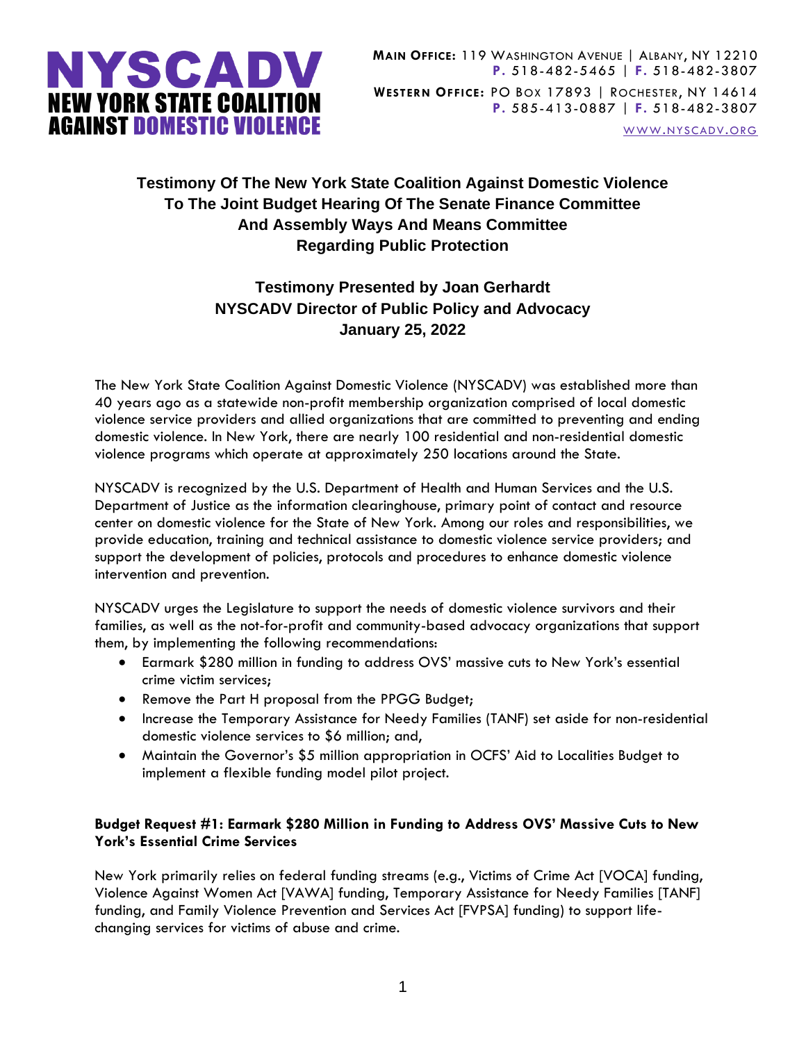**NYSCADV**
**NEW YORK STATE COALITION AGAINST DOMESTIC VIOLENCE**

**MAIN OFFICE:** 119 WASHINGTON AVENUE | ALBANY, NY 12210
**P.** 518-482-5465 | **F.** 518-482-3807

**WESTERN OFFICE:** PO BOX 17893 | ROCHESTER, NY 14614
**P.** 585-413-0887 | **F.** 518-482-3807

WWW.NYSCADV.ORG

# Testimony Of The New York State Coalition Against Domestic Violence To The Joint Budget Hearing Of The Senate Finance Committee And Assembly Ways And Means Committee Regarding Public Protection

## Testimony Presented by Joan Gerhardt
## NYSCADV Director of Public Policy and Advocacy
## January 25, 2022

The New York State Coalition Against Domestic Violence (NYSCADV) was established more than 40 years ago as a statewide non-profit membership organization comprised of local domestic violence service providers and allied organizations that are committed to preventing and ending domestic violence. In New York, there are nearly 100 residential and non-residential domestic violence programs which operate at approximately 250 locations around the State.

NYSCADV is recognized by the U.S. Department of Health and Human Services and the U.S. Department of Justice as the information clearinghouse, primary point of contact and resource center on domestic violence for the State of New York. Among our roles and responsibilities, we provide education, training and technical assistance to domestic violence service providers; and support the development of policies, protocols and procedures to enhance domestic violence intervention and prevention.

NYSCADV urges the Legislature to support the needs of domestic violence survivors and their families, as well as the not-for-profit and community-based advocacy organizations that support them, by implementing the following recommendations:

- Earmark $280 million in funding to address OVS' massive cuts to New York's essential crime victim services;
- Remove the Part H proposal from the PPGG Budget;
- Increase the Temporary Assistance for Needy Families (TANF) set aside for non-residential domestic violence services to $6 million; and,
- Maintain the Governor's $5 million appropriation in OCFS' Aid to Localities Budget to implement a flexible funding model pilot project.

### Budget Request #1: Earmark $280 Million in Funding to Address OVS' Massive Cuts to New York's Essential Crime Services

New York primarily relies on federal funding streams (e.g., Victims of Crime Act [VOCA] funding, Violence Against Women Act [VAWA] funding, Temporary Assistance for Needy Families [TANF] funding, and Family Violence Prevention and Services Act [FVPSA] funding) to support life-changing services for victims of abuse and crime.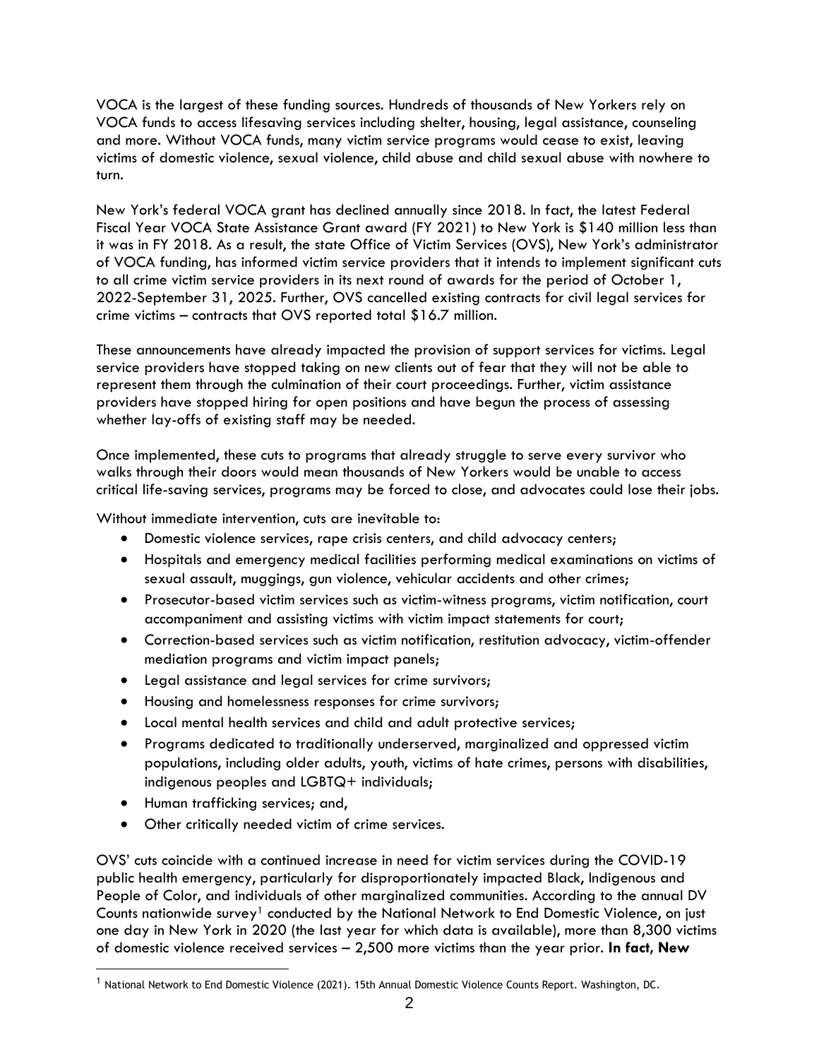VOCA is the largest of these funding sources. Hundreds of thousands of New Yorkers rely on VOCA funds to access lifesaving services including shelter, housing, legal assistance, counseling and more. Without VOCA funds, many victim service programs would cease to exist, leaving victims of domestic violence, sexual violence, child abuse and child sexual abuse with nowhere to turn.

New York's federal VOCA grant has declined annually since 2018. In fact, the latest Federal Fiscal Year VOCA State Assistance Grant award (FY 2021) to New York is $140 million less than it was in FY 2018. As a result, the state Office of Victim Services (OVS), New York's administrator of VOCA funding, has informed victim service providers that it intends to implement significant cuts to all crime victim service providers in its next round of awards for the period of October 1, 2022-September 31, 2025. Further, OVS cancelled existing contracts for civil legal services for crime victims – contracts that OVS reported total $16.7 million.

These announcements have already impacted the provision of support services for victims. Legal service providers have stopped taking on new clients out of fear that they will not be able to represent them through the culmination of their court proceedings. Further, victim assistance providers have stopped hiring for open positions and have begun the process of assessing whether lay-offs of existing staff may be needed.

Once implemented, these cuts to programs that already struggle to serve every survivor who walks through their doors would mean thousands of New Yorkers would be unable to access critical life-saving services, programs may be forced to close, and advocates could lose their jobs.

Without immediate intervention, cuts are inevitable to:

- Domestic violence services, rape crisis centers, and child advocacy centers;
- Hospitals and emergency medical facilities performing medical examinations on victims of sexual assault, muggings, gun violence, vehicular accidents and other crimes;
- Prosecutor-based victim services such as victim-witness programs, victim notification, court accompaniment and assisting victims with victim impact statements for court;
- Correction-based services such as victim notification, restitution advocacy, victim-offender mediation programs and victim impact panels;
- Legal assistance and legal services for crime survivors;
- Housing and homelessness responses for crime survivors;
- Local mental health services and child and adult protective services;
- Programs dedicated to traditionally underserved, marginalized and oppressed victim populations, including older adults, youth, victims of hate crimes, persons with disabilities, indigenous peoples and LGBTQ+ individuals;
- Human trafficking services; and,
- Other critically needed victim of crime services.

OVS' cuts coincide with a continued increase in need for victim services during the COVID-19 public health emergency, particularly for disproportionately impacted Black, Indigenous and People of Color, and individuals of other marginalized communities. According to the annual DV Counts nationwide survey[1] conducted by the National Network to End Domestic Violence, on just one day in New York in 2020 (the last year for which data is available), more than 8,300 victims of domestic violence received services – 2,500 more victims than the year prior. **In fact, New**

[1] National Network to End Domestic Violence (2021). 15th Annual Domestic Violence Counts Report. Washington, DC.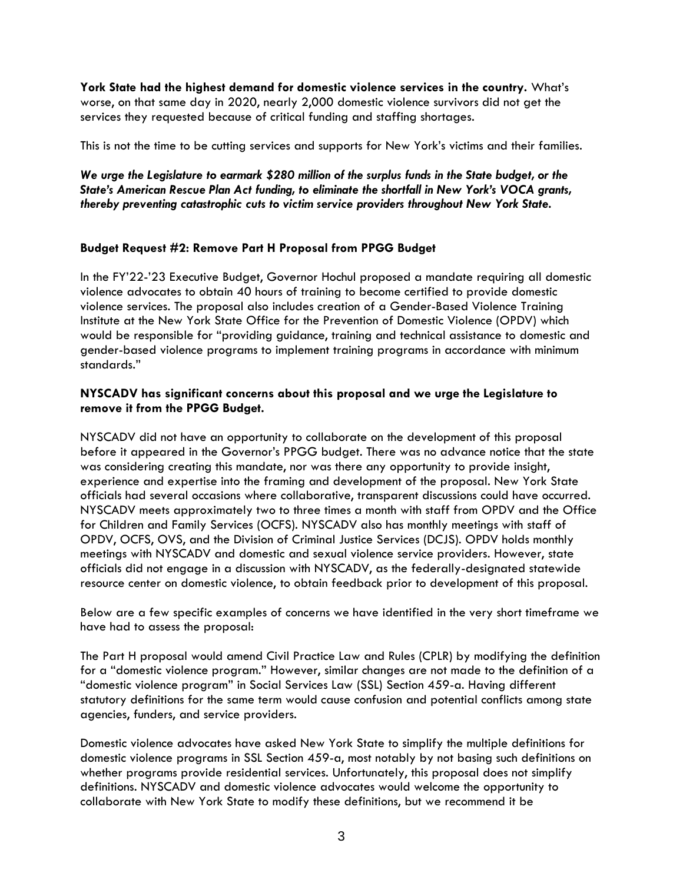**York State had the highest demand for domestic violence services in the country.** What's worse, on that same day in 2020, nearly 2,000 domestic violence survivors did not get the services they requested because of critical funding and staffing shortages.

This is not the time to be cutting services and supports for New York's victims and their families.

***We urge the Legislature to earmark $280 million of the surplus funds in the State budget, or the State's American Rescue Plan Act funding, to eliminate the shortfall in New York's VOCA grants, thereby preventing catastrophic cuts to victim service providers throughout New York State.***

**Budget Request #2: Remove Part H Proposal from PPGG Budget**

In the FY'22-'23 Executive Budget, Governor Hochul proposed a mandate requiring all domestic violence advocates to obtain 40 hours of training to become certified to provide domestic violence services. The proposal also includes creation of a Gender-Based Violence Training Institute at the New York State Office for the Prevention of Domestic Violence (OPDV) which would be responsible for "providing guidance, training and technical assistance to domestic and gender-based violence programs to implement training programs in accordance with minimum standards."

**NYSCADV has significant concerns about this proposal and we urge the Legislature to remove it from the PPGG Budget.**

NYSCADV did not have an opportunity to collaborate on the development of this proposal before it appeared in the Governor's PPGG budget. There was no advance notice that the state was considering creating this mandate, nor was there any opportunity to provide insight, experience and expertise into the framing and development of the proposal. New York State officials had several occasions where collaborative, transparent discussions could have occurred. NYSCADV meets approximately two to three times a month with staff from OPDV and the Office for Children and Family Services (OCFS). NYSCADV also has monthly meetings with staff of OPDV, OCFS, OVS, and the Division of Criminal Justice Services (DCJS). OPDV holds monthly meetings with NYSCADV and domestic and sexual violence service providers. However, state officials did not engage in a discussion with NYSCADV, as the federally-designated statewide resource center on domestic violence, to obtain feedback prior to development of this proposal.

Below are a few specific examples of concerns we have identified in the very short timeframe we have had to assess the proposal:

The Part H proposal would amend Civil Practice Law and Rules (CPLR) by modifying the definition for a "domestic violence program." However, similar changes are not made to the definition of a "domestic violence program" in Social Services Law (SSL) Section 459-a. Having different statutory definitions for the same term would cause confusion and potential conflicts among state agencies, funders, and service providers.

Domestic violence advocates have asked New York State to simplify the multiple definitions for domestic violence programs in SSL Section 459-a, most notably by not basing such definitions on whether programs provide residential services. Unfortunately, this proposal does not simplify definitions. NYSCADV and domestic violence advocates would welcome the opportunity to collaborate with New York State to modify these definitions, but we recommend it be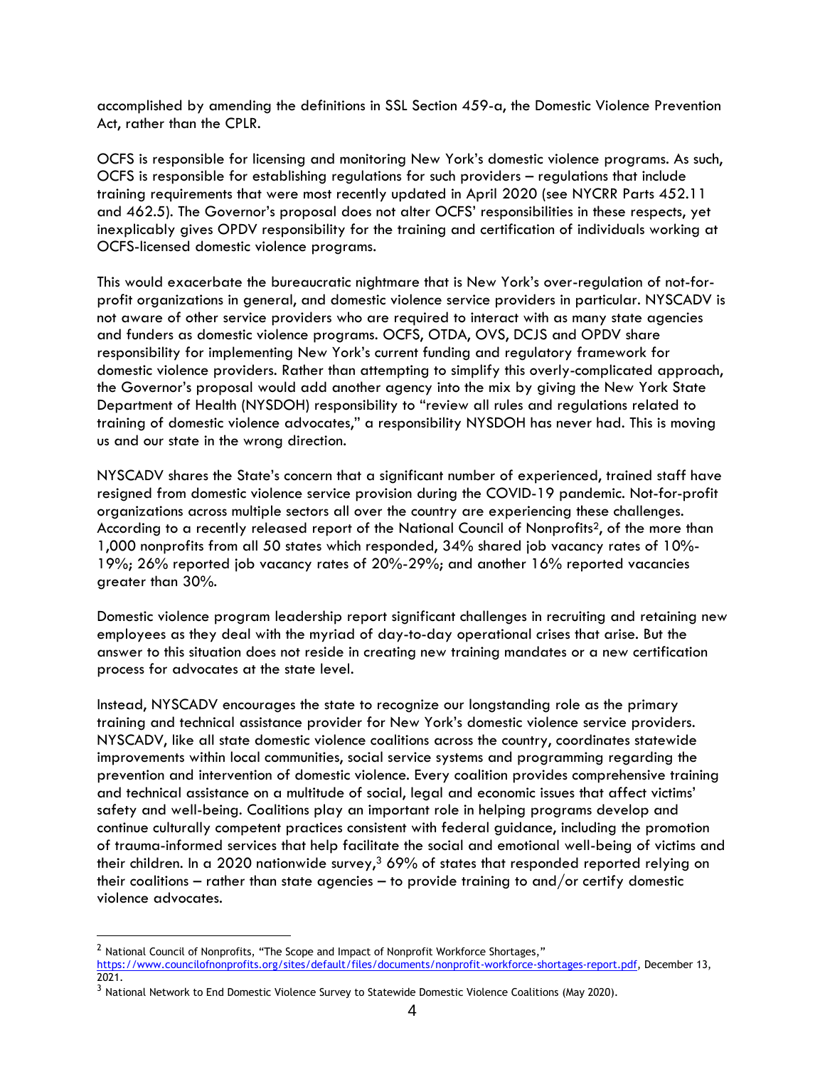accomplished by amending the definitions in SSL Section 459-a, the Domestic Violence Prevention Act, rather than the CPLR.

OCFS is responsible for licensing and monitoring New York's domestic violence programs. As such, OCFS is responsible for establishing regulations for such providers – regulations that include training requirements that were most recently updated in April 2020 (see NYCRR Parts 452.11 and 462.5). The Governor's proposal does not alter OCFS' responsibilities in these respects, yet inexplicably gives OPDV responsibility for the training and certification of individuals working at OCFS-licensed domestic violence programs.

This would exacerbate the bureaucratic nightmare that is New York's over-regulation of not-for-profit organizations in general, and domestic violence service providers in particular. NYSCADV is not aware of other service providers who are required to interact with as many state agencies and funders as domestic violence programs. OCFS, OTDA, OVS, DCJS and OPDV share responsibility for implementing New York's current funding and regulatory framework for domestic violence providers. Rather than attempting to simplify this overly-complicated approach, the Governor's proposal would add another agency into the mix by giving the New York State Department of Health (NYSDOH) responsibility to "review all rules and regulations related to training of domestic violence advocates," a responsibility NYSDOH has never had. This is moving us and our state in the wrong direction.

NYSCADV shares the State's concern that a significant number of experienced, trained staff have resigned from domestic violence service provision during the COVID-19 pandemic. Not-for-profit organizations across multiple sectors all over the country are experiencing these challenges. According to a recently released report of the National Council of Nonprofits[2], of the more than 1,000 nonprofits from all 50 states which responded, 34% shared job vacancy rates of 10%-19%; 26% reported job vacancy rates of 20%-29%; and another 16% reported vacancies greater than 30%.

Domestic violence program leadership report significant challenges in recruiting and retaining new employees as they deal with the myriad of day-to-day operational crises that arise. But the answer to this situation does not reside in creating new training mandates or a new certification process for advocates at the state level.

Instead, NYSCADV encourages the state to recognize our longstanding role as the primary training and technical assistance provider for New York's domestic violence service providers. NYSCADV, like all state domestic violence coalitions across the country, coordinates statewide improvements within local communities, social service systems and programming regarding the prevention and intervention of domestic violence. Every coalition provides comprehensive training and technical assistance on a multitude of social, legal and economic issues that affect victims' safety and well-being. Coalitions play an important role in helping programs develop and continue culturally competent practices consistent with federal guidance, including the promotion of trauma-informed services that help facilitate the social and emotional well-being of victims and their children. In a 2020 nationwide survey,[3] 69% of states that responded reported relying on their coalitions – rather than state agencies – to provide training to and/or certify domestic violence advocates.

---

[2] National Council of Nonprofits, "The Scope and Impact of Nonprofit Workforce Shortages," https://www.councilofnonprofits.org/sites/default/files/documents/nonprofit-workforce-shortages-report.pdf, December 13, 2021.

[3] National Network to End Domestic Violence Survey to Statewide Domestic Violence Coalitions (May 2020).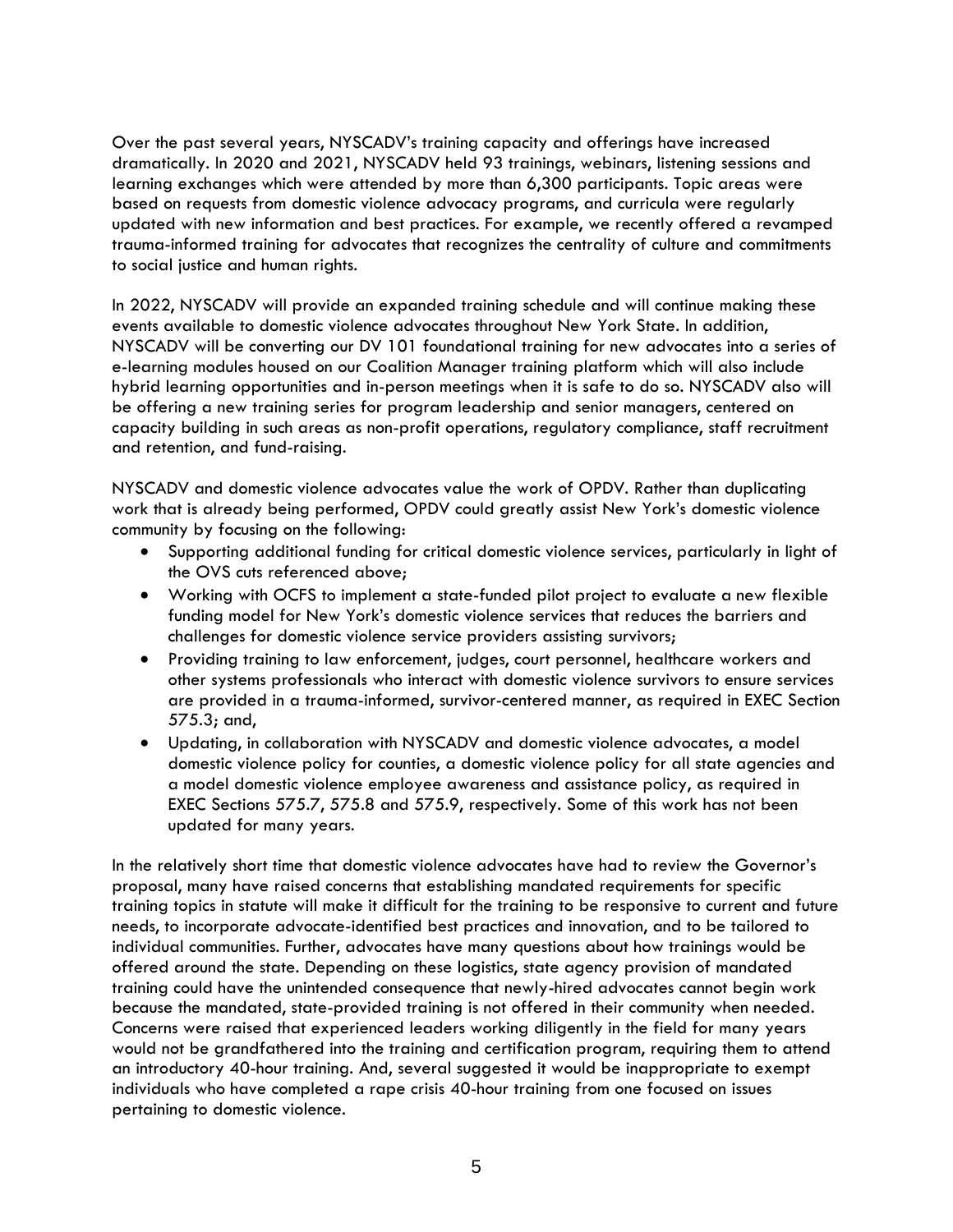Over the past several years, NYSCADV's training capacity and offerings have increased dramatically. In 2020 and 2021, NYSCADV held 93 trainings, webinars, listening sessions and learning exchanges which were attended by more than 6,300 participants. Topic areas were based on requests from domestic violence advocacy programs, and curricula were regularly updated with new information and best practices. For example, we recently offered a revamped trauma-informed training for advocates that recognizes the centrality of culture and commitments to social justice and human rights.

In 2022, NYSCADV will provide an expanded training schedule and will continue making these events available to domestic violence advocates throughout New York State. In addition, NYSCADV will be converting our DV 101 foundational training for new advocates into a series of e-learning modules housed on our Coalition Manager training platform which will also include hybrid learning opportunities and in-person meetings when it is safe to do so. NYSCADV also will be offering a new training series for program leadership and senior managers, centered on capacity building in such areas as non-profit operations, regulatory compliance, staff recruitment and retention, and fund-raising.

NYSCADV and domestic violence advocates value the work of OPDV. Rather than duplicating work that is already being performed, OPDV could greatly assist New York's domestic violence community by focusing on the following:

- Supporting additional funding for critical domestic violence services, particularly in light of the OVS cuts referenced above;
- Working with OCFS to implement a state-funded pilot project to evaluate a new flexible funding model for New York's domestic violence services that reduces the barriers and challenges for domestic violence service providers assisting survivors;
- Providing training to law enforcement, judges, court personnel, healthcare workers and other systems professionals who interact with domestic violence survivors to ensure services are provided in a trauma-informed, survivor-centered manner, as required in EXEC Section 575.3; and,
- Updating, in collaboration with NYSCADV and domestic violence advocates, a model domestic violence policy for counties, a domestic violence policy for all state agencies and a model domestic violence employee awareness and assistance policy, as required in EXEC Sections 575.7, 575.8 and 575.9, respectively. Some of this work has not been updated for many years.

In the relatively short time that domestic violence advocates have had to review the Governor's proposal, many have raised concerns that establishing mandated requirements for specific training topics in statute will make it difficult for the training to be responsive to current and future needs, to incorporate advocate-identified best practices and innovation, and to be tailored to individual communities. Further, advocates have many questions about how trainings would be offered around the state. Depending on these logistics, state agency provision of mandated training could have the unintended consequence that newly-hired advocates cannot begin work because the mandated, state-provided training is not offered in their community when needed. Concerns were raised that experienced leaders working diligently in the field for many years would not be grandfathered into the training and certification program, requiring them to attend an introductory 40-hour training. And, several suggested it would be inappropriate to exempt individuals who have completed a rape crisis 40-hour training from one focused on issues pertaining to domestic violence.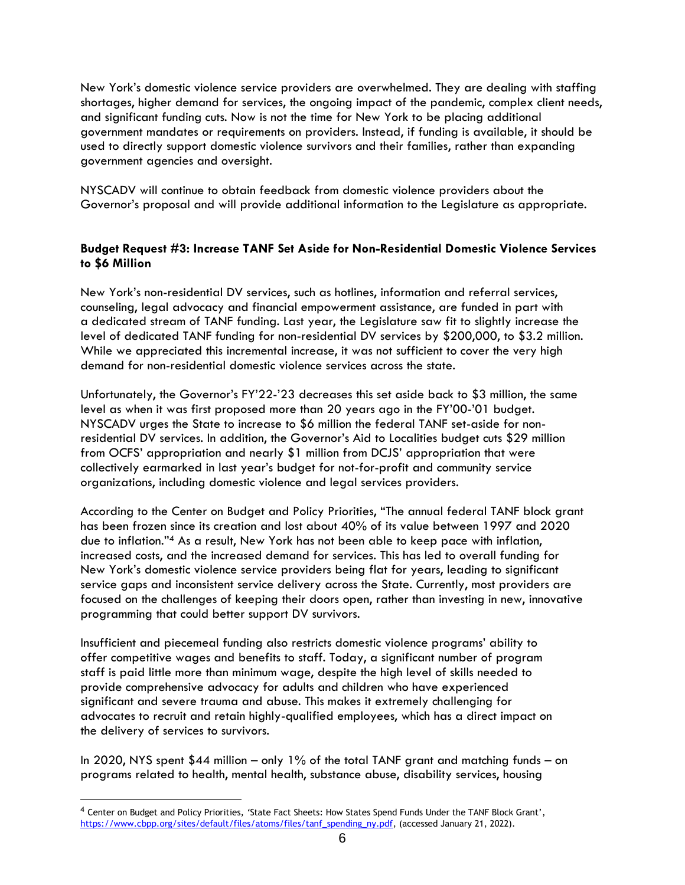New York's domestic violence service providers are overwhelmed. They are dealing with staffing shortages, higher demand for services, the ongoing impact of the pandemic, complex client needs, and significant funding cuts. Now is not the time for New York to be placing additional government mandates or requirements on providers. Instead, if funding is available, it should be used to directly support domestic violence survivors and their families, rather than expanding government agencies and oversight.

NYSCADV will continue to obtain feedback from domestic violence providers about the Governor's proposal and will provide additional information to the Legislature as appropriate.

**Budget Request #3: Increase TANF Set Aside for Non-Residential Domestic Violence Services to $6 Million**

New York's non-residential DV services, such as hotlines, information and referral services, counseling, legal advocacy and financial empowerment assistance, are funded in part with a dedicated stream of TANF funding. Last year, the Legislature saw fit to slightly increase the level of dedicated TANF funding for non-residential DV services by $200,000, to $3.2 million. While we appreciated this incremental increase, it was not sufficient to cover the very high demand for non-residential domestic violence services across the state.

Unfortunately, the Governor's FY'22-'23 decreases this set aside back to $3 million, the same level as when it was first proposed more than 20 years ago in the FY'00-'01 budget. NYSCADV urges the State to increase to $6 million the federal TANF set-aside for non-residential DV services. In addition, the Governor's Aid to Localities budget cuts $29 million from OCFS' appropriation and nearly $1 million from DCJS' appropriation that were collectively earmarked in last year's budget for not-for-profit and community service organizations, including domestic violence and legal services providers.

According to the Center on Budget and Policy Priorities, "The annual federal TANF block grant has been frozen since its creation and lost about 40% of its value between 1997 and 2020 due to inflation."[4] As a result, New York has not been able to keep pace with inflation, increased costs, and the increased demand for services. This has led to overall funding for New York's domestic violence service providers being flat for years, leading to significant service gaps and inconsistent service delivery across the State. Currently, most providers are focused on the challenges of keeping their doors open, rather than investing in new, innovative programming that could better support DV survivors.

Insufficient and piecemeal funding also restricts domestic violence programs' ability to offer competitive wages and benefits to staff. Today, a significant number of program staff is paid little more than minimum wage, despite the high level of skills needed to provide comprehensive advocacy for adults and children who have experienced significant and severe trauma and abuse. This makes it extremely challenging for advocates to recruit and retain highly-qualified employees, which has a direct impact on the delivery of services to survivors.

In 2020, NYS spent $44 million – only 1% of the total TANF grant and matching funds – on programs related to health, mental health, substance abuse, disability services, housing

---

[4] Center on Budget and Policy Priorities, 'State Fact Sheets: How States Spend Funds Under the TANF Block Grant', https://www.cbpp.org/sites/default/files/atoms/files/tanf_spending_ny.pdf, (accessed January 21, 2022).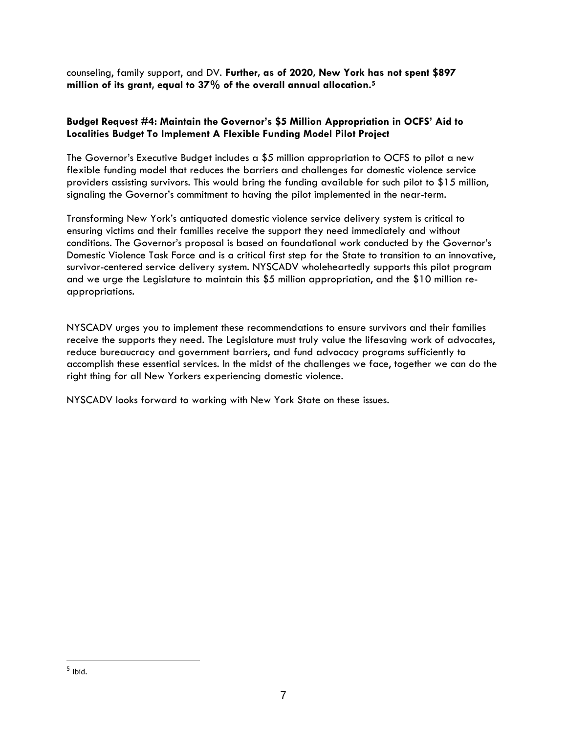counseling, family support, and DV. **Further, as of 2020, New York has not spent $897 million of its grant, equal to 37% of the overall annual allocation.[5]**

**Budget Request #4: Maintain the Governor's $5 Million Appropriation in OCFS' Aid to Localities Budget To Implement A Flexible Funding Model Pilot Project**

The Governor's Executive Budget includes a $5 million appropriation to OCFS to pilot a new flexible funding model that reduces the barriers and challenges for domestic violence service providers assisting survivors. This would bring the funding available for such pilot to $15 million, signaling the Governor's commitment to having the pilot implemented in the near-term.

Transforming New York's antiquated domestic violence service delivery system is critical to ensuring victims and their families receive the support they need immediately and without conditions. The Governor's proposal is based on foundational work conducted by the Governor's Domestic Violence Task Force and is a critical first step for the State to transition to an innovative, survivor-centered service delivery system. NYSCADV wholeheartedly supports this pilot program and we urge the Legislature to maintain this $5 million appropriation, and the $10 million re-appropriations.

NYSCADV urges you to implement these recommendations to ensure survivors and their families receive the supports they need. The Legislature must truly value the lifesaving work of advocates, reduce bureaucracy and government barriers, and fund advocacy programs sufficiently to accomplish these essential services. In the midst of the challenges we face, together we can do the right thing for all New Yorkers experiencing domestic violence.

NYSCADV looks forward to working with New York State on these issues.

---

[5] Ibid.